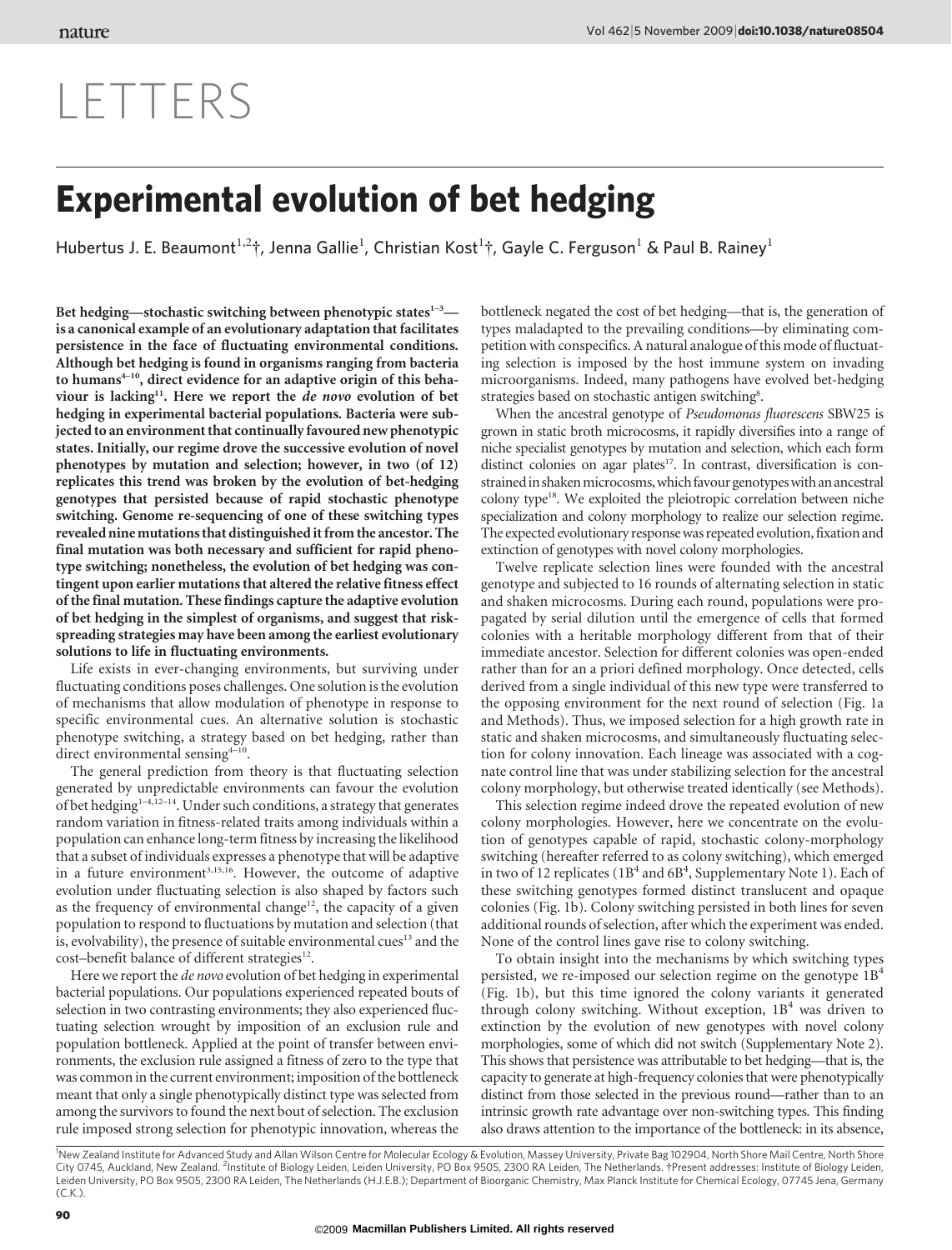# LETTERS

# Experimental evolution of bet hedging

Hubertus J. E. Beaumont[1,2]†, Jenna Gallie[1], Christian Kost[1]†, Gayle C. Ferguson[1] & Paul B. Rainey[1]

**Bet hedging—stochastic switching between phenotypic states[1–3]—is a canonical example of an evolutionary adaptation that facilitates persistence in the face of fluctuating environmental conditions. Although bet hedging is found in organisms ranging from bacteria to humans[4–10], direct evidence for an adaptive origin of this behaviour is lacking[11]. Here we report the *de novo* evolution of bet hedging in experimental bacterial populations. Bacteria were subjected to an environment that continually favoured new phenotypic states. Initially, our regime drove the successive evolution of novel phenotypes by mutation and selection; however, in two (of 12) replicates this trend was broken by the evolution of bet-hedging genotypes that persisted because of rapid stochastic phenotype switching. Genome re-sequencing of one of these switching types revealed nine mutations that distinguished it from the ancestor. The final mutation was both necessary and sufficient for rapid phenotype switching; nonetheless, the evolution of bet hedging was contingent upon earlier mutations that altered the relative fitness effect of the final mutation. These findings capture the adaptive evolution of bet hedging in the simplest of organisms, and suggest that risk-spreading strategies may have been among the earliest evolutionary solutions to life in fluctuating environments.**

Life exists in ever-changing environments, but surviving under fluctuating conditions poses challenges. One solution is the evolution of mechanisms that allow modulation of phenotype in response to specific environmental cues. An alternative solution is stochastic phenotype switching, a strategy based on bet hedging, rather than direct environmental sensing[4–10].

The general prediction from theory is that fluctuating selection generated by unpredictable environments can favour the evolution of bet hedging[1–4,12–14]. Under such conditions, a strategy that generates random variation in fitness-related traits among individuals within a population can enhance long-term fitness by increasing the likelihood that a subset of individuals expresses a phenotype that will be adaptive in a future environment[3,15,16]. However, the outcome of adaptive evolution under fluctuating selection is also shaped by factors such as the frequency of environmental change[12], the capacity of a given population to respond to fluctuations by mutation and selection (that is, evolvability), the presence of suitable environmental cues[13] and the cost–benefit balance of different strategies[12].

Here we report the *de novo* evolution of bet hedging in experimental bacterial populations. Our populations experienced repeated bouts of selection in two contrasting environments; they also experienced fluctuating selection wrought by imposition of an exclusion rule and population bottleneck. Applied at the point of transfer between environments, the exclusion rule assigned a fitness of zero to the type that was common in the current environment; imposition of the bottleneck meant that only a single phenotypically distinct type was selected from among the survivors to found the next bout of selection. The exclusion rule imposed strong selection for phenotypic innovation, whereas the bottleneck negated the cost of bet hedging—that is, the generation of types maladapted to the prevailing conditions—by eliminating competition with conspecifics. A natural analogue of this mode of fluctuating selection is imposed by the host immune system on invading microorganisms. Indeed, many pathogens have evolved bet-hedging strategies based on stochastic antigen switching[8].

When the ancestral genotype of *Pseudomonas fluorescens* SBW25 is grown in static broth microcosms, it rapidly diversifies into a range of niche specialist genotypes by mutation and selection, which each form distinct colonies on agar plates[17]. In contrast, diversification is constrained in shaken microcosms, which favour genotypes with an ancestral colony type[18]. We exploited the pleiotropic correlation between niche specialization and colony morphology to realize our selection regime. The expected evolutionary response was repeated evolution, fixation and extinction of genotypes with novel colony morphologies.

Twelve replicate selection lines were founded with the ancestral genotype and subjected to 16 rounds of alternating selection in static and shaken microcosms. During each round, populations were propagated by serial dilution until the emergence of cells that formed colonies with a heritable morphology different from that of their immediate ancestor. Selection for different colonies was open-ended rather than for an a priori defined morphology. Once detected, cells derived from a single individual of this new type were transferred to the opposing environment for the next round of selection (Fig. 1a and Methods). Thus, we imposed selection for a high growth rate in static and shaken microcosms, and simultaneously fluctuating selection for colony innovation. Each lineage was associated with a cognate control line that was under stabilizing selection for the ancestral colony morphology, but otherwise treated identically (see Methods).

This selection regime indeed drove the repeated evolution of new colony morphologies. However, here we concentrate on the evolution of genotypes capable of rapid, stochastic colony-morphology switching (hereafter referred to as colony switching), which emerged in two of 12 replicates ($1B^4$ and $6B^4$, Supplementary Note 1). Each of these switching genotypes formed distinct translucent and opaque colonies (Fig. 1b). Colony switching persisted in both lines for seven additional rounds of selection, after which the experiment was ended. None of the control lines gave rise to colony switching.

To obtain insight into the mechanisms by which switching types persisted, we re-imposed our selection regime on the genotype $1B^4$ (Fig. 1b), but this time ignored the colony variants it generated through colony switching. Without exception, $1B^4$ was driven to extinction by the evolution of new genotypes with novel colony morphologies, some of which did not switch (Supplementary Note 2). This shows that persistence was attributable to bet hedging—that is, the capacity to generate at high-frequency colonies that were phenotypically distinct from those selected in the previous round—rather than to an intrinsic growth rate advantage over non-switching types. This finding also draws attention to the importance of the bottleneck: in its absence,

[1]New Zealand Institute for Advanced Study and Allan Wilson Centre for Molecular Ecology & Evolution, Massey University, Private Bag 102904, North Shore Mail Centre, North Shore City 0745, Auckland, New Zealand. [2]Institute of Biology Leiden, Leiden University, PO Box 9505, 2300 RA Leiden, The Netherlands. †Present addresses: Institute of Biology Leiden, Leiden University, PO Box 9505, 2300 RA Leiden, The Netherlands (H.J.E.B.); Department of Bioorganic Chemistry, Max Planck Institute for Chemical Ecology, 07745 Jena, Germany (C.K.).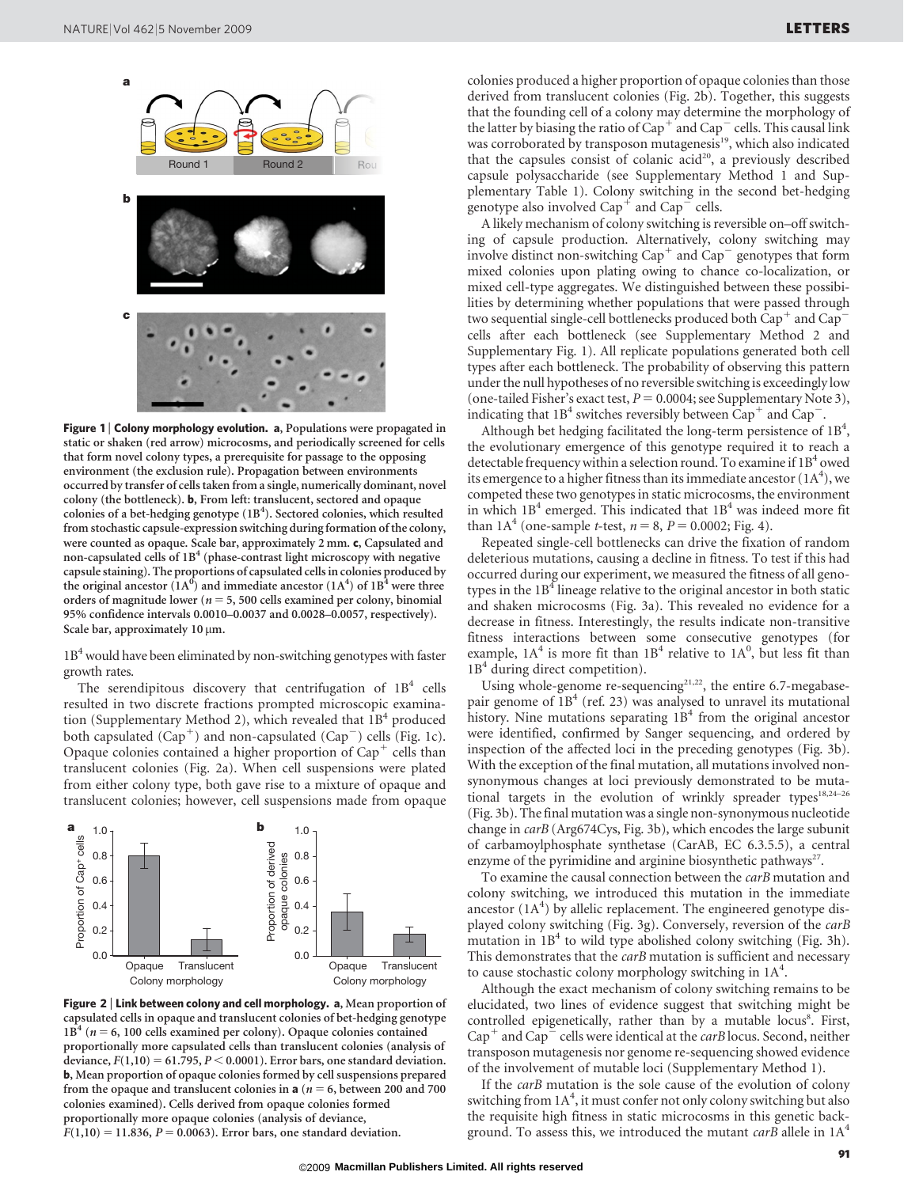**Figure 1 | Colony morphology evolution. a**, Populations were propagated in static or shaken (red arrow) microcosms, and periodically screened for cells that form novel colony types, a prerequisite for passage to the opposing environment (the exclusion rule). Propagation between environments occurred by transfer of cells taken from a single, numerically dominant, novel colony (the bottleneck). **b**, From left: translucent, sectored and opaque colonies of a bet-hedging genotype ($1B^4$). Sectored colonies, which resulted from stochastic capsule-expression switching during formation of the colony, were counted as opaque. Scale bar, approximately 2 mm. **c**, Capsulated and non-capsulated cells of $1B^4$ (phase-contrast light microscopy with negative capsule staining). The proportions of capsulated cells in colonies produced by the original ancestor ($1A^0$) and immediate ancestor ($1A^4$) of $1B^4$ were three orders of magnitude lower ($n = 5$, 500 cells examined per colony, binomial 95% confidence intervals 0.0010–0.0037 and 0.0028–0.0057, respectively). Scale bar, approximately 10 μm.

$1B^4$ would have been eliminated by non-switching genotypes with faster growth rates.

The serendipitous discovery that centrifugation of $1B^4$ cells resulted in two discrete fractions prompted microscopic examination (Supplementary Method 2), which revealed that $1B^4$ produced both capsulated ($Cap^+$) and non-capsulated ($Cap^-$) cells (Fig. 1c). Opaque colonies contained a higher proportion of $Cap^+$ cells than translucent colonies (Fig. 2a). When cell suspensions were plated from either colony type, both gave rise to a mixture of opaque and translucent colonies; however, cell suspensions made from opaque colonies produced a higher proportion of opaque colonies than those derived from translucent colonies (Fig. 2b). Together, this suggests that the founding cell of a colony may determine the morphology of the latter by biasing the ratio of $Cap^+$ and $Cap^-$ cells. This causal link was corroborated by transposon mutagenesis[19], which also indicated that the capsules consist of colanic acid[20], a previously described capsule polysaccharide (see Supplementary Method 1 and Supplementary Table 1). Colony switching in the second bet-hedging genotype also involved $Cap^+$ and $Cap^-$ cells.

**Figure 2 | Link between colony and cell morphology. a**, Mean proportion of capsulated cells in opaque and translucent colonies of bet-hedging genotype $1B^4$ ($n = 6$, 100 cells examined per colony). Opaque colonies contained proportionally more capsulated cells than translucent colonies (analysis of deviance, $F(1,10) = 61.795$, $P < 0.0001$). Error bars, one standard deviation. **b**, Mean proportion of opaque colonies formed by cell suspensions prepared from the opaque and translucent colonies in **a** ($n = 6$, between 200 and 700 colonies examined). Cells derived from opaque colonies formed proportionally more opaque colonies (analysis of deviance, $F(1,10) = 11.836$, $P = 0.0063$). Error bars, one standard deviation.

A likely mechanism of colony switching is reversible on–off switching of capsule production. Alternatively, colony switching may involve distinct non-switching $Cap^+$ and $Cap^-$ genotypes that form mixed colonies upon plating owing to chance co-localization, or mixed cell-type aggregates. We distinguished between these possibilities by determining whether populations that were passed through two sequential single-cell bottlenecks produced both $Cap^+$ and $Cap^-$ cells after each bottleneck (see Supplementary Method 2 and Supplementary Fig. 1). All replicate populations generated both cell types after each bottleneck. The probability of observing this pattern under the null hypotheses of no reversible switching is exceedingly low (one-tailed Fisher's exact test, $P = 0.0004$; see Supplementary Note 3), indicating that $1B^4$ switches reversibly between $Cap^+$ and $Cap^-$.

Although bet hedging facilitated the long-term persistence of $1B^4$, the evolutionary emergence of this genotype required it to reach a detectable frequency within a selection round. To examine if $1B^4$ owed its emergence to a higher fitness than its immediate ancestor ($1A^4$), we competed these two genotypes in static microcosms, the environment in which $1B^4$ emerged. This indicated that $1B^4$ was indeed more fit than $1A^4$ (one-sample $t$-test, $n = 8$, $P = 0.0002$; Fig. 4).

Repeated single-cell bottlenecks can drive the fixation of random deleterious mutations, causing a decline in fitness. To test if this had occurred during our experiment, we measured the fitness of all genotypes in the $1B^4$ lineage relative to the original ancestor in both static and shaken microcosms (Fig. 3a). This revealed no evidence for a decrease in fitness. Interestingly, the results indicate non-transitive fitness interactions between some consecutive genotypes (for example, $1A^4$ is more fit than $1B^4$ relative to $1A^0$, but less fit than $1B^4$ during direct competition).

Using whole-genome re-sequencing[21,22], the entire 6.7-megabase-pair genome of $1B^4$ (ref. 23) was analysed to unravel its mutational history. Nine mutations separating $1B^4$ from the original ancestor were identified, confirmed by Sanger sequencing, and ordered by inspection of the affected loci in the preceding genotypes (Fig. 3b). With the exception of the final mutation, all mutations involved non-synonymous changes at loci previously demonstrated to be mutational targets in the evolution of wrinkly spreader types[18,24–26] (Fig. 3b). The final mutation was a single non-synonymous nucleotide change in *carB* (Arg674Cys, Fig. 3b), which encodes the large subunit of carbamoylphosphate synthetase (CarAB, EC 6.3.5.5), a central enzyme of the pyrimidine and arginine biosynthetic pathways[27].

To examine the causal connection between the *carB* mutation and colony switching, we introduced this mutation in the immediate ancestor ($1A^4$) by allelic replacement. The engineered genotype displayed colony switching (Fig. 3g). Conversely, reversion of the *carB* mutation in $1B^4$ to wild type abolished colony switching (Fig. 3h). This demonstrates that the *carB* mutation is sufficient and necessary to cause stochastic colony morphology switching in $1A^4$.

Although the exact mechanism of colony switching remains to be elucidated, two lines of evidence suggest that switching might be controlled epigenetically, rather than by a mutable locus[8]. First, $Cap^+$ and $Cap^-$ cells were identical at the *carB* locus. Second, neither transposon mutagenesis nor genome re-sequencing showed evidence of the involvement of mutable loci (Supplementary Method 1).

If the *carB* mutation is the sole cause of the evolution of colony switching from $1A^4$, it must confer not only colony switching but also the requisite high fitness in static microcosms in this genetic background. To assess this, we introduced the mutant *carB* allele in $1A^4$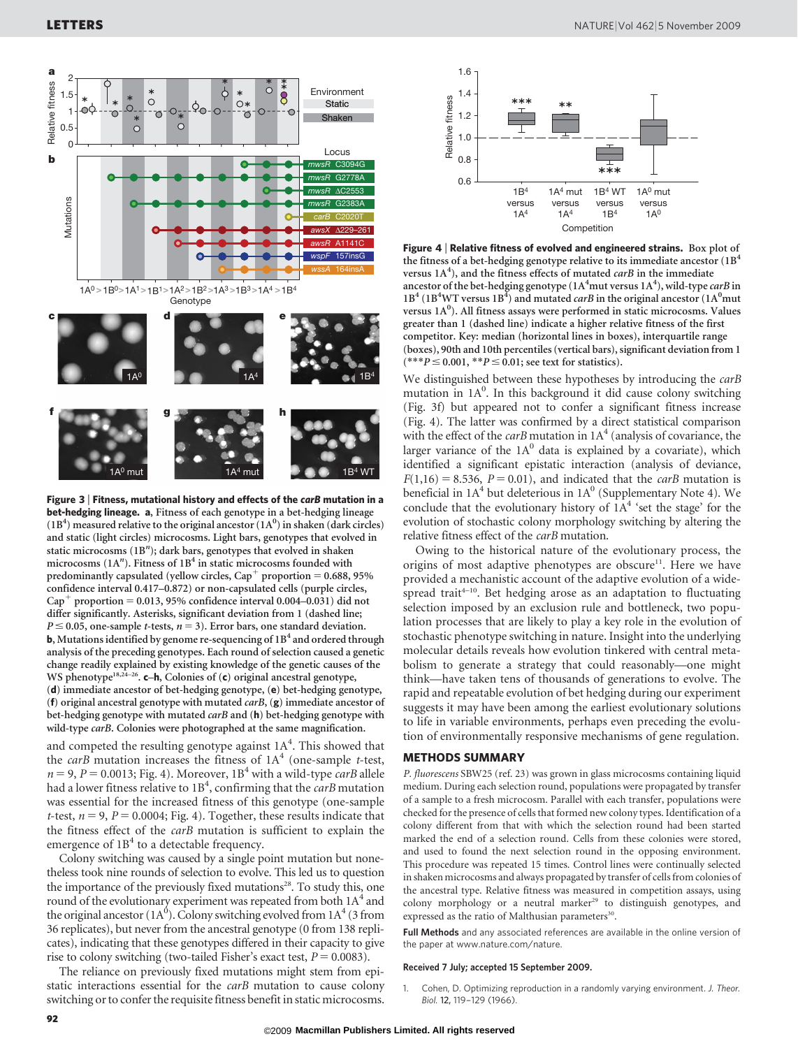**Figure 3 | Fitness, mutational history and effects of the *carB* mutation in a bet-hedging lineage.** **a**, Fitness of each genotype in a bet-hedging lineage ($1B^4$) measured relative to the original ancestor ($1A^0$) in shaken (dark circles) and static (light circles) microcosms. Light bars, genotypes that evolved in static microcosms ($1B^n$); dark bars, genotypes that evolved in shaken microcosms ($1A^n$). Fitness of $1B^4$ in static microcosms founded with predominantly capsulated (yellow circles, $Cap^+$ proportion = 0.688, 95% confidence interval 0.417–0.872) or non-capsulated cells (purple circles, $Cap^+$ proportion = 0.013, 95% confidence interval 0.004–0.031) did not differ significantly. Asterisks, significant deviation from 1 (dashed line; $P \leq 0.05$, one-sample *t*-tests, $n = 3$). Error bars, one standard deviation. **b**, Mutations identified by genome re-sequencing of $1B^4$ and ordered through analysis of the preceding genotypes. Each round of selection caused a genetic change readily explained by existing knowledge of the genetic causes of the WS phenotype[18,24–26]. **c–h**, Colonies of (**c**) original ancestral genotype, (**d**) immediate ancestor of bet-hedging genotype, (**e**) bet-hedging genotype, (**f**) original ancestral genotype with mutated *carB*, (**g**) immediate ancestor of bet-hedging genotype with mutated *carB* and (**h**) bet-hedging genotype with wild-type *carB*. Colonies were photographed at the same magnification.

and competed the resulting genotype against $1A^4$. This showed that the *carB* mutation increases the fitness of $1A^4$ (one-sample *t*-test, $n = 9$, $P = 0.0013$; Fig. 4). Moreover, $1B^4$ with a wild-type *carB* allele had a lower fitness relative to $1B^4$, confirming that the *carB* mutation was essential for the increased fitness of this genotype (one-sample *t*-test, $n = 9$, $P = 0.0004$; Fig. 4). Together, these results indicate that the fitness effect of the *carB* mutation is sufficient to explain the emergence of $1B^4$ to a detectable frequency.

Colony switching was caused by a single point mutation but nonetheless took nine rounds of selection to evolve. This led us to question the importance of the previously fixed mutations[28]. To study this, one round of the evolutionary experiment was repeated from both $1A^4$ and the original ancestor ($1A^0$). Colony switching evolved from $1A^4$ (3 from 36 replicates), but never from the ancestral genotype (0 from 138 replicates), indicating that these genotypes differed in their capacity to give rise to colony switching (two-tailed Fisher's exact test, $P = 0.0083$).

The reliance on previously fixed mutations might stem from epistatic interactions essential for the *carB* mutation to cause colony switching or to confer the requisite fitness benefit in static microcosms.

**Figure 4 | Relative fitness of evolved and engineered strains.** Box plot of the fitness of a bet-hedging genotype relative to its immediate ancestor ($1B^4$ versus $1A^4$), and the fitness effects of mutated *carB* in the immediate ancestor of the bet-hedging genotype ($1A^4$mut versus $1A^4$), wild-type *carB* in $1B^4$ ($1B^4$WT versus $1B^4$) and mutated *carB* in the original ancestor ($1A^0$mut versus $1A^0$). All fitness assays were performed in static microcosms. Values greater than 1 (dashed line) indicate a higher relative fitness of the first competitor. Key: median (horizontal lines in boxes), interquartile range (boxes), 90th and 10th percentiles (vertical bars), significant deviation from 1 (***$P \leq 0.001$, **$P \leq 0.01$; see text for statistics).

We distinguished between these hypotheses by introducing the *carB* mutation in $1A^0$. In this background it did cause colony switching (Fig. 3f) but appeared not to confer a significant fitness increase (Fig. 4). The latter was confirmed by a direct statistical comparison with the effect of the *carB* mutation in $1A^4$ (analysis of covariance, the larger variance of the $1A^0$ data is explained by a covariate), which identified a significant epistatic interaction (analysis of deviance, $F(1,16) = 8.536$, $P = 0.01$), and indicated that the *carB* mutation is beneficial in $1A^4$ but deleterious in $1A^0$ (Supplementary Note 4). We conclude that the evolutionary history of $1A^4$ 'set the stage' for the evolution of stochastic colony morphology switching by altering the relative fitness effect of the *carB* mutation.

Owing to the historical nature of the evolutionary process, the origins of most adaptive phenotypes are obscure[11]. Here we have provided a mechanistic account of the adaptive evolution of a widespread trait[4–10]. Bet hedging arose as an adaptation to fluctuating selection imposed by an exclusion rule and bottleneck, two population processes that are likely to play a key role in the evolution of stochastic phenotype switching in nature. Insight into the underlying molecular details reveals how evolution tinkered with central metabolism to generate a strategy that could reasonably—one might think—have taken tens of thousands of generations to evolve. The rapid and repeatable evolution of bet hedging during our experiment suggests it may have been among the earliest evolutionary solutions to life in variable environments, perhaps even preceding the evolution of environmentally responsive mechanisms of gene regulation.

## METHODS SUMMARY

*P. fluorescens* SBW25 (ref. 23) was grown in glass microcosms containing liquid medium. During each selection round, populations were propagated by transfer of a sample to a fresh microcosm. Parallel with each transfer, populations were checked for the presence of cells that formed new colony types. Identification of a colony different from that with which the selection round had been started marked the end of a selection round. Cells from these colonies were stored, and used to found the next selection round in the opposing environment. This procedure was repeated 15 times. Control lines were continually selected in shaken microcosms and always propagated by transfer of cells from colonies of the ancestral type. Relative fitness was measured in competition assays, using colony morphology or a neutral marker[29] to distinguish genotypes, and expressed as the ratio of Malthusian parameters[30].

**Full Methods** and any associated references are available in the online version of the paper at www.nature.com/nature.

**Received 7 July; accepted 15 September 2009.**

1. Cohen, D. Optimizing reproduction in a randomly varying environment. *J. Theor. Biol.* **12**, 119–129 (1966).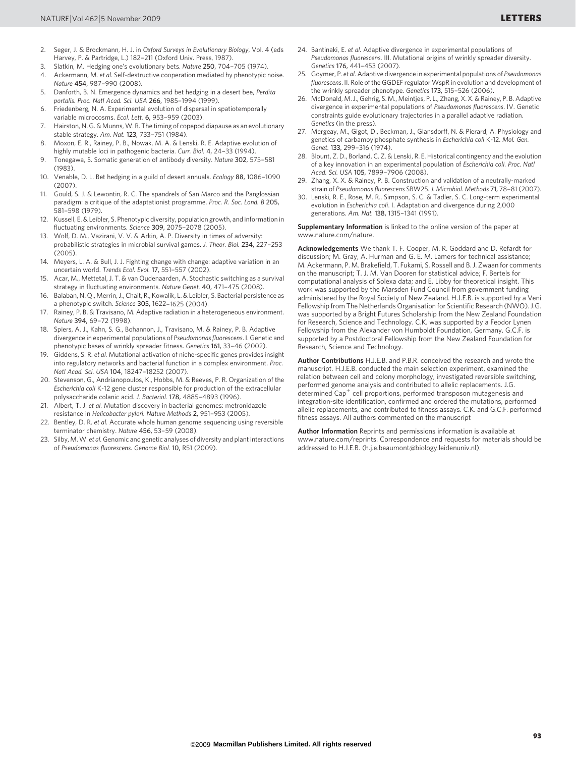2. Seger, J. & Brockmann, H. J. in *Oxford Surveys in Evolutionary Biology*, Vol. 4 (eds Harvey, P. & Partridge, L.) 182–211 (Oxford Univ. Press, 1987).
3. Slatkin, M. Hedging one's evolutionary bets. *Nature* **250,** 704–705 (1974).
4. Ackermann, M. *et al.* Self-destructive cooperation mediated by phenotypic noise. *Nature* **454,** 987–990 (2008).
5. Danforth, B. N. Emergence dynamics and bet hedging in a desert bee, *Perdita portalis*. *Proc. Natl Acad. Sci. USA* **266,** 1985–1994 (1999).
6. Friedenberg, N. A. Experimental evolution of dispersal in spatiotemporally variable microcosms. *Ecol. Lett.* **6,** 953–959 (2003).
7. Hairston, N. G. & Munns, W. R. The timing of copepod diapause as an evolutionary stable strategy. *Am. Nat.* **123,** 733–751 (1984).
8. Moxon, E. R., Rainey, P. B., Nowak, M. A. & Lenski, R. E. Adaptive evolution of highly mutable loci in pathogenic bacteria. *Curr. Biol.* **4,** 24–33 (1994).
9. Tonegawa, S. Somatic generation of antibody diversity. *Nature* **302,** 575–581 (1983).
10. Venable, D. L. Bet hedging in a guild of desert annuals. *Ecology* **88,** 1086–1090 (2007).
11. Gould, S. J. & Lewontin, R. C. The spandrels of San Marco and the Panglossian paradigm: a critique of the adaptationist programme. *Proc. R. Soc. Lond. B* **205,** 581–598 (1979).
12. Kussell, E. & Leibler, S. Phenotypic diversity, population growth, and information in fluctuating environments. *Science* **309,** 2075–2078 (2005).
13. Wolf, D. M., Vazirani, V. V. & Arkin, A. P. Diversity in times of adversity: probabilistic strategies in microbial survival games. *J. Theor. Biol.* **234,** 227–253 (2005).
14. Meyers, L. A. & Bull, J. J. Fighting change with change: adaptive variation in an uncertain world. *Trends Ecol. Evol.* **17,** 551–557 (2002).
15. Acar, M., Mettetal, J. T. & van Oudenaarden, A. Stochastic switching as a survival strategy in fluctuating environments. *Nature Genet.* **40,** 471–475 (2008).
16. Balaban, N. Q., Merrin, J., Chait, R., Kowalik, L. & Leibler, S. Bacterial persistence as a phenotypic switch. *Science* **305,** 1622–1625 (2004).
17. Rainey, P. B. & Travisano, M. Adaptive radiation in a heterogeneous environment. *Nature* **394,** 69–72 (1998).
18. Spiers, A. J., Kahn, S. G., Bohannon, J., Travisano, M. & Rainey, P. B. Adaptive divergence in experimental populations of *Pseudomonas fluorescens*. I. Genetic and phenotypic bases of wrinkly spreader fitness. *Genetics* **161,** 33–46 (2002).
19. Giddens, S. R. *et al.* Mutational activation of niche-specific genes provides insight into regulatory networks and bacterial function in a complex environment. *Proc. Natl Acad. Sci. USA* **104,** 18247–18252 (2007).
20. Stevenson, G., Andrianopoulos, K., Hobbs, M. & Reeves, P. R. Organization of the *Escherichia coli* K-12 gene cluster responsible for production of the extracellular polysaccharide colanic acid. *J. Bacteriol.* **178,** 4885–4893 (1996).
21. Albert, T. J. *et al.* Mutation discovery in bacterial genomes: metronidazole resistance in *Helicobacter pylori*. *Nature Methods* **2,** 951–953 (2005).
22. Bentley, D. R. *et al.* Accurate whole human genome sequencing using reversible terminator chemistry. *Nature* **456,** 53–59 (2008).
23. Silby, M. W. *et al.* Genomic and genetic analyses of diversity and plant interactions of *Pseudomonas fluorescens*. *Genome Biol.* **10,** R51 (2009).
24. Bantinaki, E. *et al.* Adaptive divergence in experimental populations of *Pseudomonas fluorescens*. III. Mutational origins of wrinkly spreader diversity. *Genetics* **176,** 441–453 (2007).
25. Goymer, P. *et al.* Adaptive divergence in experimental populations of *Pseudomonas fluorescens*. II. Role of the GGDEF regulator WspR in evolution and development of the wrinkly spreader phenotype. *Genetics* **173,** 515–526 (2006).
26. McDonald, M. J., Gehrig, S. M., Meintjes, P. L., Zhang, X. X. & Rainey, P. B. Adaptive divergence in experimental populations of *Pseudomonas fluorescens*. IV. Genetic constraints guide evolutionary trajectories in a parallel adaptive radiation. *Genetics* (in the press).
27. Mergeay, M., Gigot, D., Beckman, J., Glansdorff, N. & Pierard, A. Physiology and genetics of carbamoylphosphate synthesis in *Escherichia coli* K-12. *Mol. Gen. Genet.* **133,** 299–316 (1974).
28. Blount, Z. D., Borland, C. Z. & Lenski, R. E. Historical contingency and the evolution of a key innovation in an experimental population of *Escherichia coli*. *Proc. Natl Acad. Sci. USA* **105,** 7899–7906 (2008).
29. Zhang, X. X. & Rainey, P. B. Construction and validation of a neutrally-marked strain of *Pseudomonas fluorescens* SBW25. *J. Microbiol. Methods* **71,** 78–81 (2007).
30. Lenski, R. E., Rose, M. R., Simpson, S. C. & Tadler, S. C. Long-term experimental evolution in *Escherichia coli*. I. Adaptation and divergence during 2,000 generations. *Am. Nat.* **138,** 1315–1341 (1991).

**Supplementary Information** is linked to the online version of the paper at www.nature.com/nature.

**Acknowledgements** We thank T. F. Cooper, M. R. Goddard and D. Refardt for discussion; M. Gray, A. Hurman and G. E. M. Lamers for technical assistance; M. Ackermann, P. M. Brakefield, T. Fukami, S. Rossell and B. J. Zwaan for comments on the manuscript; T. J. M. Van Dooren for statistical advice; F. Bertels for computational analysis of Solexa data; and E. Libby for theoretical insight. This work was supported by the Marsden Fund Council from government funding administered by the Royal Society of New Zealand. H.J.E.B. is supported by a Veni Fellowship from The Netherlands Organisation for Scientific Research (NWO). J.G. was supported by a Bright Futures Scholarship from the New Zealand Foundation for Research, Science and Technology. C.K. was supported by a Feodor Lynen Fellowship from the Alexander von Humboldt Foundation, Germany. G.C.F. is supported by a Postdoctoral Fellowship from the New Zealand Foundation for Research, Science and Technology.

**Author Contributions** H.J.E.B. and P.B.R. conceived the research and wrote the manuscript. H.J.E.B. conducted the main selection experiment, examined the relation between cell and colony morphology, investigated reversible switching, performed genome analysis and contributed to allelic replacements. J.G. determined $Cap^+$ cell proportions, performed transposon mutagenesis and integration-site identification, confirmed and ordered the mutations, performed allelic replacements, and contributed to fitness assays. C.K. and G.C.F. performed fitness assays. All authors commented on the manuscript

**Author Information** Reprints and permissions information is available at www.nature.com/reprints. Correspondence and requests for materials should be addressed to H.J.E.B. (h.j.e.beaumont@biology.leidenuniv.nl).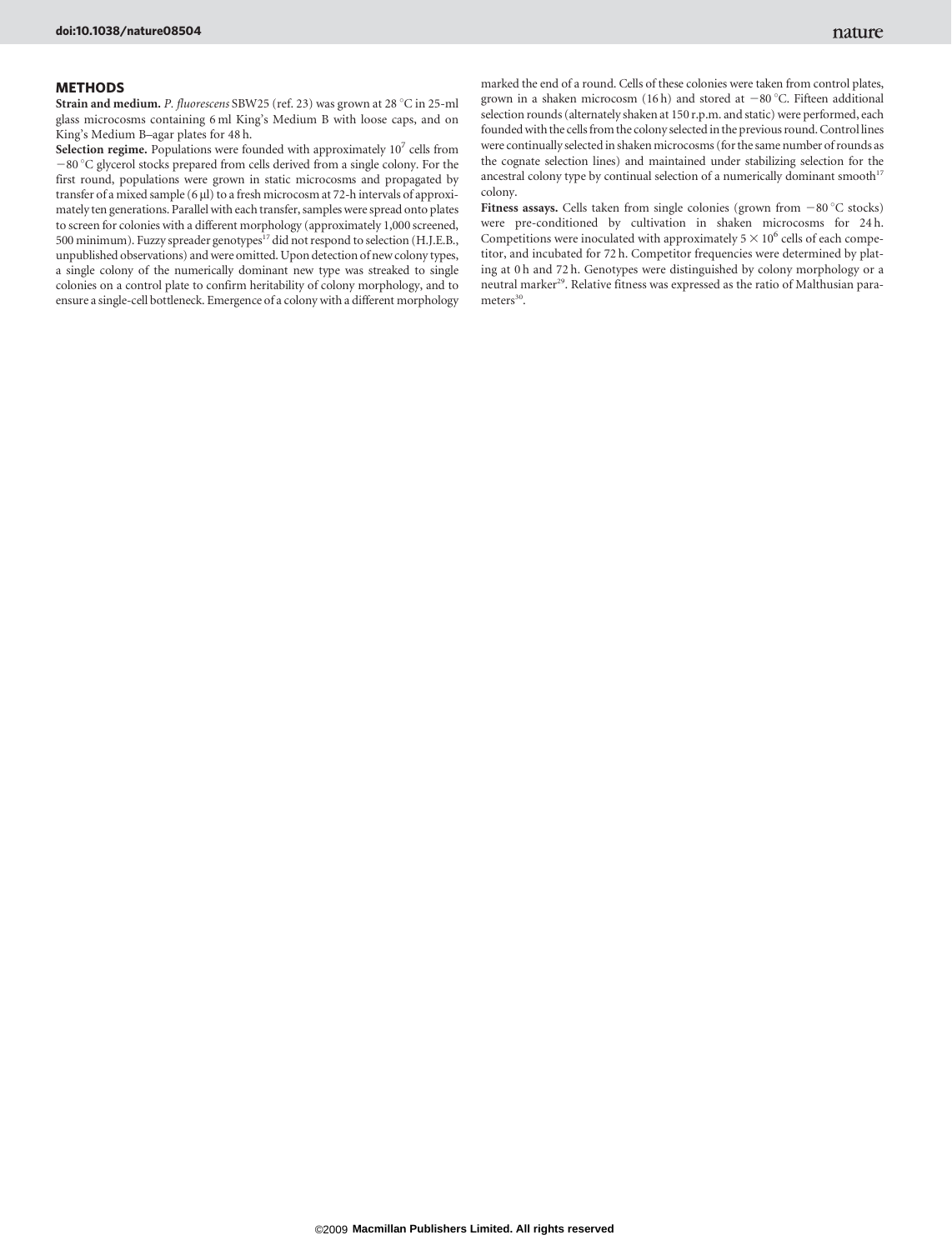## METHODS

**Strain and medium.** *P. fluorescens* SBW25 (ref. 23) was grown at 28 °C in 25-ml glass microcosms containing 6 ml King's Medium B with loose caps, and on King's Medium B–agar plates for 48 h.

**Selection regime.** Populations were founded with approximately $10^7$ cells from −80 °C glycerol stocks prepared from cells derived from a single colony. For the first round, populations were grown in static microcosms and propagated by transfer of a mixed sample (6 μl) to a fresh microcosm at 72-h intervals of approximately ten generations. Parallel with each transfer, samples were spread onto plates to screen for colonies with a different morphology (approximately 1,000 screened, 500 minimum). Fuzzy spreader genotypes[17] did not respond to selection (H.J.E.B., unpublished observations) and were omitted. Upon detection of new colony types, a single colony of the numerically dominant new type was streaked to single colonies on a control plate to confirm heritability of colony morphology, and to ensure a single-cell bottleneck. Emergence of a colony with a different morphology marked the end of a round. Cells of these colonies were taken from control plates, grown in a shaken microcosm (16 h) and stored at −80 °C. Fifteen additional selection rounds (alternately shaken at 150 r.p.m. and static) were performed, each founded with the cells from the colony selected in the previous round. Control lines were continually selected in shaken microcosms (for the same number of rounds as the cognate selection lines) and maintained under stabilizing selection for the ancestral colony type by continual selection of a numerically dominant smooth[17] colony.

**Fitness assays.** Cells taken from single colonies (grown from −80 °C stocks) were pre-conditioned by cultivation in shaken microcosms for 24 h. Competitions were inoculated with approximately $5 \times 10^6$ cells of each competitor, and incubated for 72 h. Competitor frequencies were determined by plating at 0 h and 72 h. Genotypes were distinguished by colony morphology or a neutral marker[29]. Relative fitness was expressed as the ratio of Malthusian parameters[30].